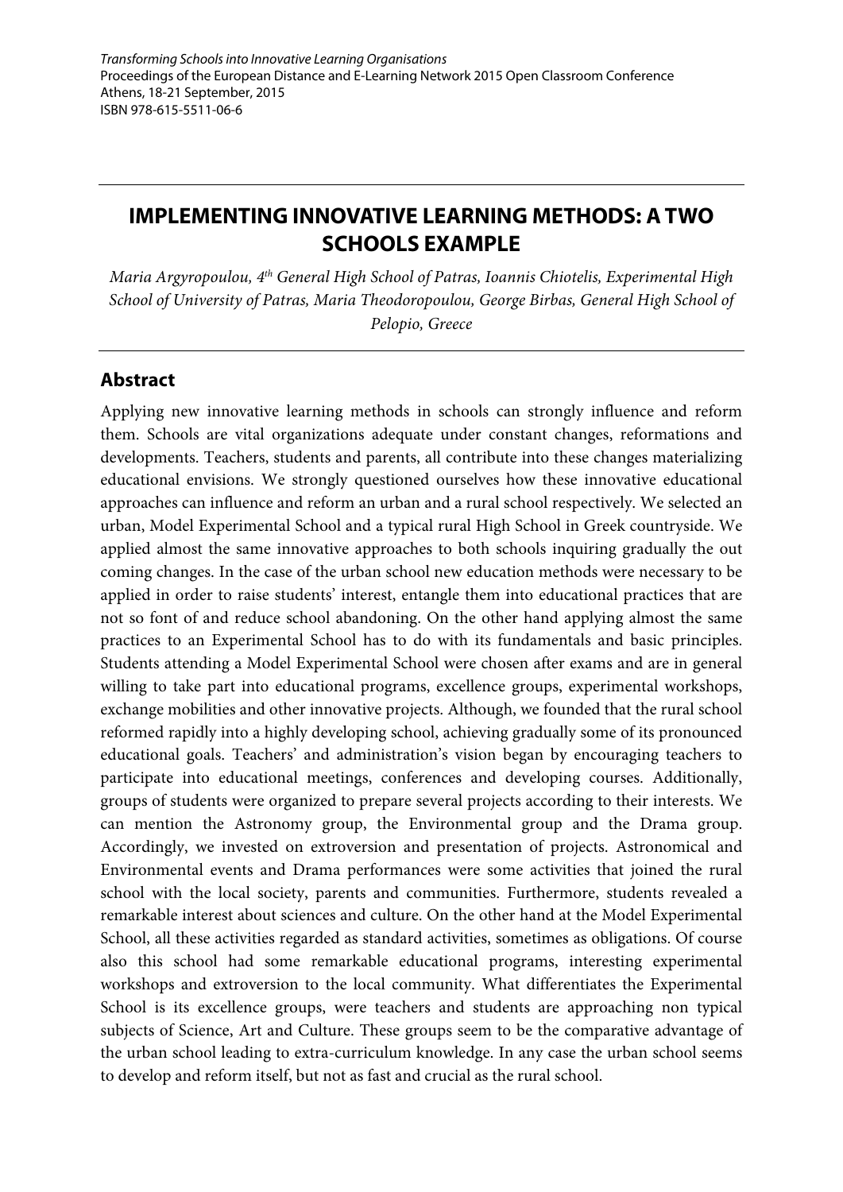*Transforming Schools into Innovative Learning Organisations*
Proceedings of the European Distance and E-Learning Network 2015 Open Classroom Conference
Athens, 18-21 September, 2015
ISBN 978-615-5511-06-6

# IMPLEMENTING INNOVATIVE LEARNING METHODS: A TWO SCHOOLS EXAMPLE

*Maria Argyropoulou, 4th General High School of Patras, Ioannis Chiotelis, Experimental High School of University of Patras, Maria Theodoropoulou, George Birbas, General High School of Pelopio, Greece*

## Abstract

Applying new innovative learning methods in schools can strongly influence and reform them. Schools are vital organizations adequate under constant changes, reformations and developments. Teachers, students and parents, all contribute into these changes materializing educational envisions. We strongly questioned ourselves how these innovative educational approaches can influence and reform an urban and a rural school respectively. We selected an urban, Model Experimental School and a typical rural High School in Greek countryside. We applied almost the same innovative approaches to both schools inquiring gradually the out coming changes. In the case of the urban school new education methods were necessary to be applied in order to raise students' interest, entangle them into educational practices that are not so font of and reduce school abandoning. On the other hand applying almost the same practices to an Experimental School has to do with its fundamentals and basic principles. Students attending a Model Experimental School were chosen after exams and are in general willing to take part into educational programs, excellence groups, experimental workshops, exchange mobilities and other innovative projects. Although, we founded that the rural school reformed rapidly into a highly developing school, achieving gradually some of its pronounced educational goals. Teachers' and administration's vision began by encouraging teachers to participate into educational meetings, conferences and developing courses. Additionally, groups of students were organized to prepare several projects according to their interests. We can mention the Astronomy group, the Environmental group and the Drama group. Accordingly, we invested on extroversion and presentation of projects. Astronomical and Environmental events and Drama performances were some activities that joined the rural school with the local society, parents and communities. Furthermore, students revealed a remarkable interest about sciences and culture. On the other hand at the Model Experimental School, all these activities regarded as standard activities, sometimes as obligations. Of course also this school had some remarkable educational programs, interesting experimental workshops and extroversion to the local community. What differentiates the Experimental School is its excellence groups, were teachers and students are approaching non typical subjects of Science, Art and Culture. These groups seem to be the comparative advantage of the urban school leading to extra-curriculum knowledge. In any case the urban school seems to develop and reform itself, but not as fast and crucial as the rural school.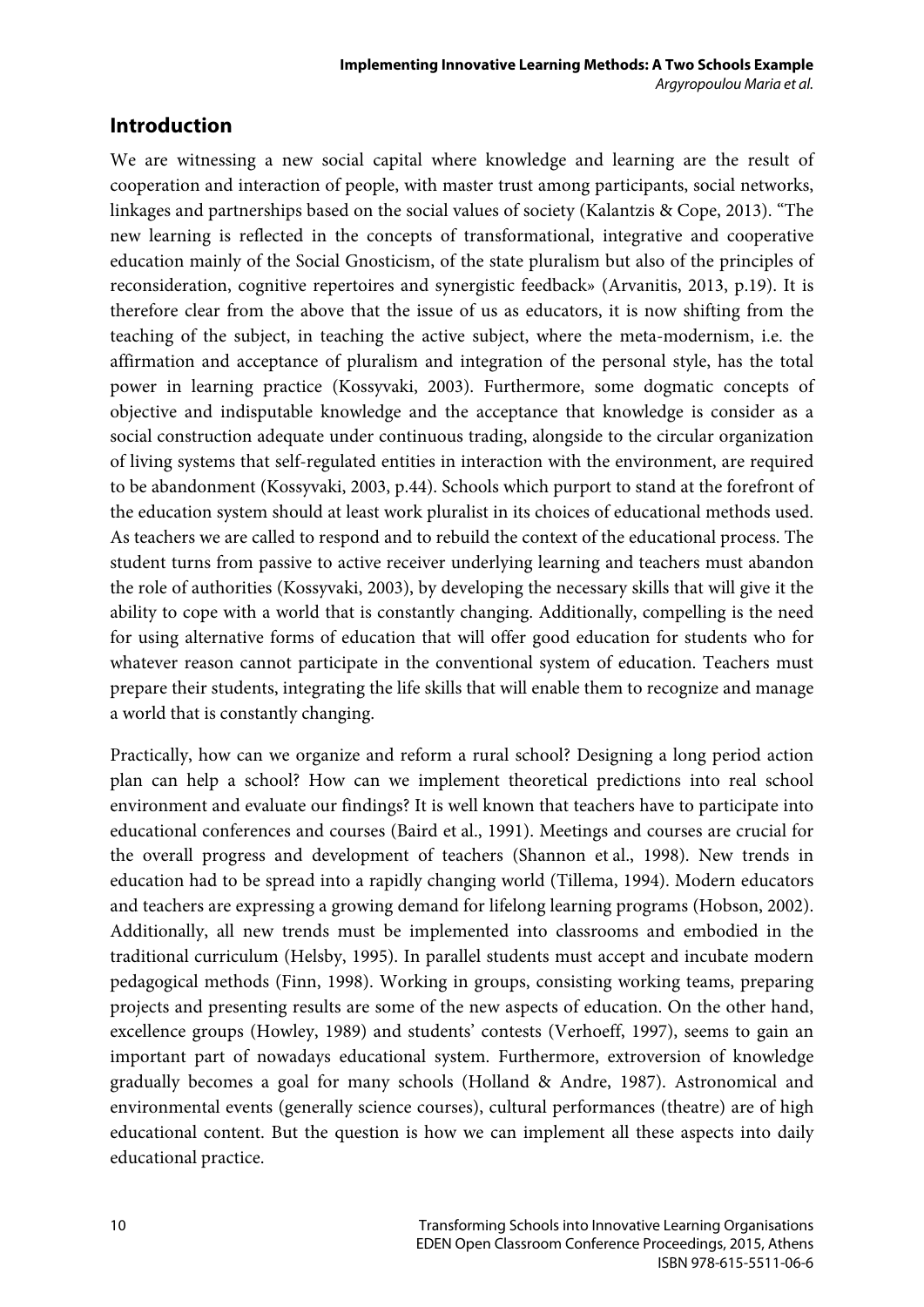## Introduction

We are witnessing a new social capital where knowledge and learning are the result of cooperation and interaction of people, with master trust among participants, social networks, linkages and partnerships based on the social values of society (Kalantzis & Cope, 2013). "The new learning is reflected in the concepts of transformational, integrative and cooperative education mainly of the Social Gnosticism, of the state pluralism but also of the principles of reconsideration, cognitive repertoires and synergistic feedback» (Arvanitis, 2013, p.19). It is therefore clear from the above that the issue of us as educators, it is now shifting from the teaching of the subject, in teaching the active subject, where the meta-modernism, i.e. the affirmation and acceptance of pluralism and integration of the personal style, has the total power in learning practice (Kossyvaki, 2003). Furthermore, some dogmatic concepts of objective and indisputable knowledge and the acceptance that knowledge is consider as a social construction adequate under continuous trading, alongside to the circular organization of living systems that self-regulated entities in interaction with the environment, are required to be abandonment (Kossyvaki, 2003, p.44). Schools which purport to stand at the forefront of the education system should at least work pluralist in its choices of educational methods used. As teachers we are called to respond and to rebuild the context of the educational process. The student turns from passive to active receiver underlying learning and teachers must abandon the role of authorities (Kossyvaki, 2003), by developing the necessary skills that will give it the ability to cope with a world that is constantly changing. Additionally, compelling is the need for using alternative forms of education that will offer good education for students who for whatever reason cannot participate in the conventional system of education. Teachers must prepare their students, integrating the life skills that will enable them to recognize and manage a world that is constantly changing.

Practically, how can we organize and reform a rural school? Designing a long period action plan can help a school? How can we implement theoretical predictions into real school environment and evaluate our findings? It is well known that teachers have to participate into educational conferences and courses (Baird et al., 1991). Meetings and courses are crucial for the overall progress and development of teachers (Shannon et al., 1998). New trends in education had to be spread into a rapidly changing world (Tillema, 1994). Modern educators and teachers are expressing a growing demand for lifelong learning programs (Hobson, 2002). Additionally, all new trends must be implemented into classrooms and embodied in the traditional curriculum (Helsby, 1995). In parallel students must accept and incubate modern pedagogical methods (Finn, 1998). Working in groups, consisting working teams, preparing projects and presenting results are some of the new aspects of education. On the other hand, excellence groups (Howley, 1989) and students' contests (Verhoeff, 1997), seems to gain an important part of nowadays educational system. Furthermore, extroversion of knowledge gradually becomes a goal for many schools (Holland & Andre, 1987). Astronomical and environmental events (generally science courses), cultural performances (theatre) are of high educational content. But the question is how we can implement all these aspects into daily educational practice.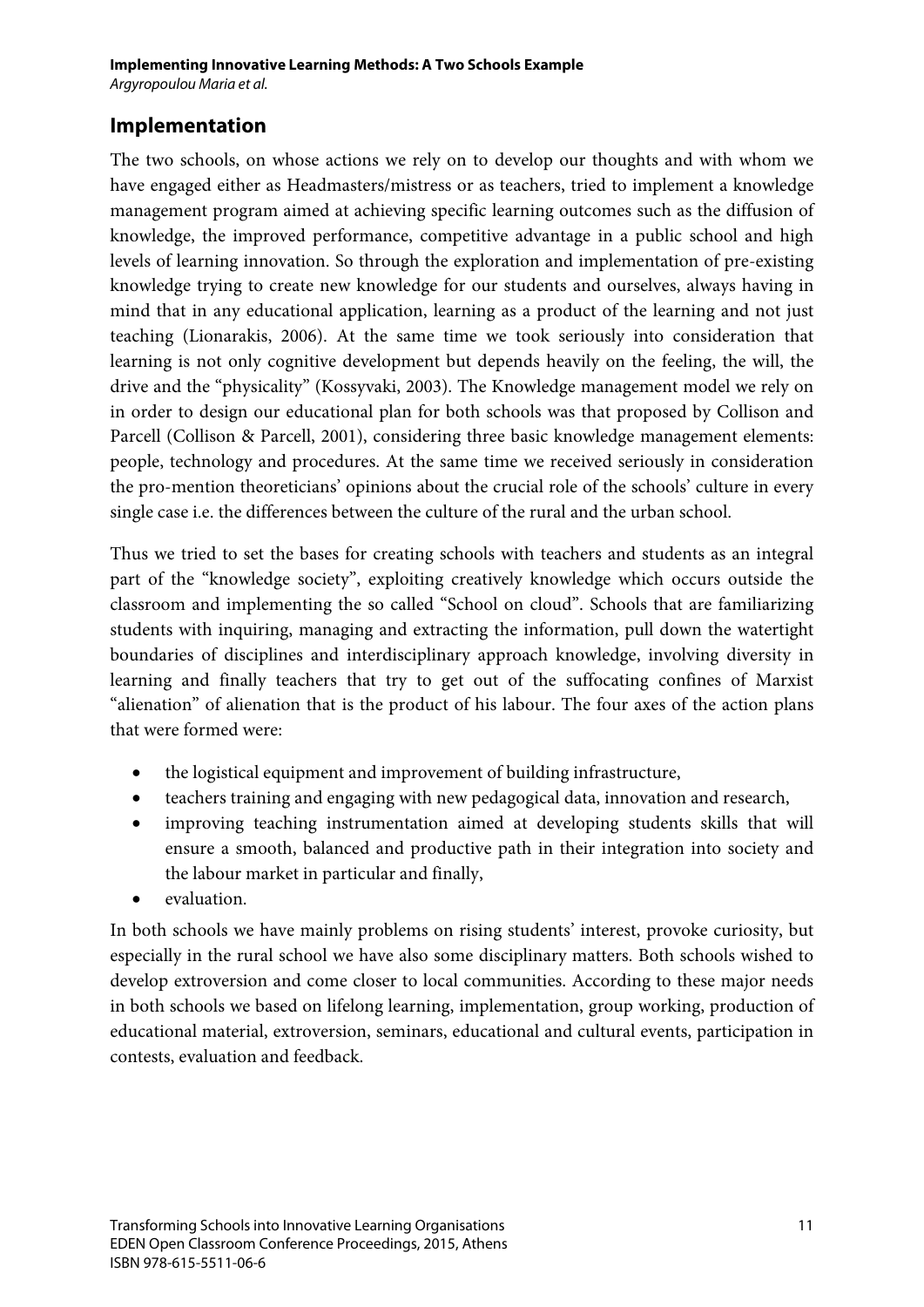## Implementation

The two schools, on whose actions we rely on to develop our thoughts and with whom we have engaged either as Headmasters/mistress or as teachers, tried to implement a knowledge management program aimed at achieving specific learning outcomes such as the diffusion of knowledge, the improved performance, competitive advantage in a public school and high levels of learning innovation. So through the exploration and implementation of pre-existing knowledge trying to create new knowledge for our students and ourselves, always having in mind that in any educational application, learning as a product of the learning and not just teaching (Lionarakis, 2006). At the same time we took seriously into consideration that learning is not only cognitive development but depends heavily on the feeling, the will, the drive and the "physicality" (Kossyvaki, 2003). The Knowledge management model we rely on in order to design our educational plan for both schools was that proposed by Collison and Parcell (Collison & Parcell, 2001), considering three basic knowledge management elements: people, technology and procedures. At the same time we received seriously in consideration the pro-mention theoreticians' opinions about the crucial role of the schools' culture in every single case i.e. the differences between the culture of the rural and the urban school.

Thus we tried to set the bases for creating schools with teachers and students as an integral part of the "knowledge society", exploiting creatively knowledge which occurs outside the classroom and implementing the so called "School on cloud". Schools that are familiarizing students with inquiring, managing and extracting the information, pull down the watertight boundaries of disciplines and interdisciplinary approach knowledge, involving diversity in learning and finally teachers that try to get out of the suffocating confines of Marxist "alienation" of alienation that is the product of his labour. The four axes of the action plans that were formed were:

- the logistical equipment and improvement of building infrastructure,
- teachers training and engaging with new pedagogical data, innovation and research,
- improving teaching instrumentation aimed at developing students skills that will ensure a smooth, balanced and productive path in their integration into society and the labour market in particular and finally,
- evaluation.

In both schools we have mainly problems on rising students' interest, provoke curiosity, but especially in the rural school we have also some disciplinary matters. Both schools wished to develop extroversion and come closer to local communities. According to these major needs in both schools we based on lifelong learning, implementation, group working, production of educational material, extroversion, seminars, educational and cultural events, participation in contests, evaluation and feedback.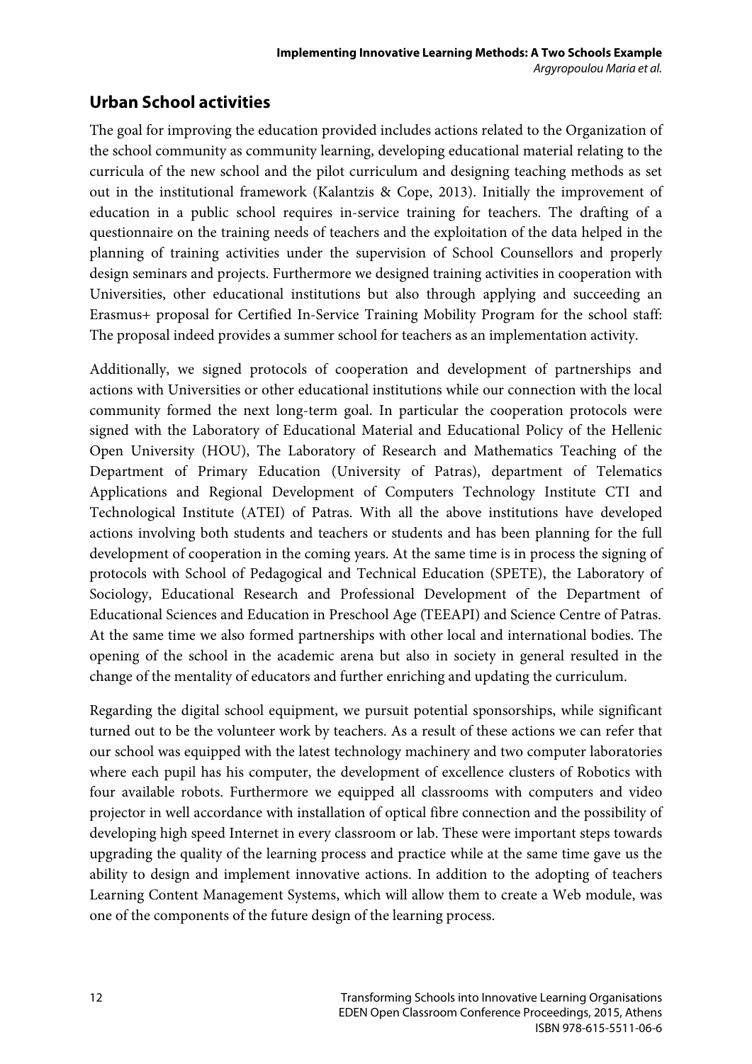## Urban School activities

The goal for improving the education provided includes actions related to the Organization of the school community as community learning, developing educational material relating to the curricula of the new school and the pilot curriculum and designing teaching methods as set out in the institutional framework (Kalantzis & Cope, 2013). Initially the improvement of education in a public school requires in-service training for teachers. The drafting of a questionnaire on the training needs of teachers and the exploitation of the data helped in the planning of training activities under the supervision of School Counsellors and properly design seminars and projects. Furthermore we designed training activities in cooperation with Universities, other educational institutions but also through applying and succeeding an Erasmus+ proposal for Certified In-Service Training Mobility Program for the school staff: The proposal indeed provides a summer school for teachers as an implementation activity.

Additionally, we signed protocols of cooperation and development of partnerships and actions with Universities or other educational institutions while our connection with the local community formed the next long-term goal. In particular the cooperation protocols were signed with the Laboratory of Educational Material and Educational Policy of the Hellenic Open University (HOU), The Laboratory of Research and Mathematics Teaching of the Department of Primary Education (University of Patras), department of Telematics Applications and Regional Development of Computers Technology Institute CTI and Technological Institute (ATEI) of Patras. With all the above institutions have developed actions involving both students and teachers or students and has been planning for the full development of cooperation in the coming years. At the same time is in process the signing of protocols with School of Pedagogical and Technical Education (SPETE), the Laboratory of Sociology, Educational Research and Professional Development of the Department of Educational Sciences and Education in Preschool Age (TEEAPI) and Science Centre of Patras. At the same time we also formed partnerships with other local and international bodies. The opening of the school in the academic arena but also in society in general resulted in the change of the mentality of educators and further enriching and updating the curriculum.

Regarding the digital school equipment, we pursuit potential sponsorships, while significant turned out to be the volunteer work by teachers. As a result of these actions we can refer that our school was equipped with the latest technology machinery and two computer laboratories where each pupil has his computer, the development of excellence clusters of Robotics with four available robots. Furthermore we equipped all classrooms with computers and video projector in well accordance with installation of optical fibre connection and the possibility of developing high speed Internet in every classroom or lab. These were important steps towards upgrading the quality of the learning process and practice while at the same time gave us the ability to design and implement innovative actions. In addition to the adopting of teachers Learning Content Management Systems, which will allow them to create a Web module, was one of the components of the future design of the learning process.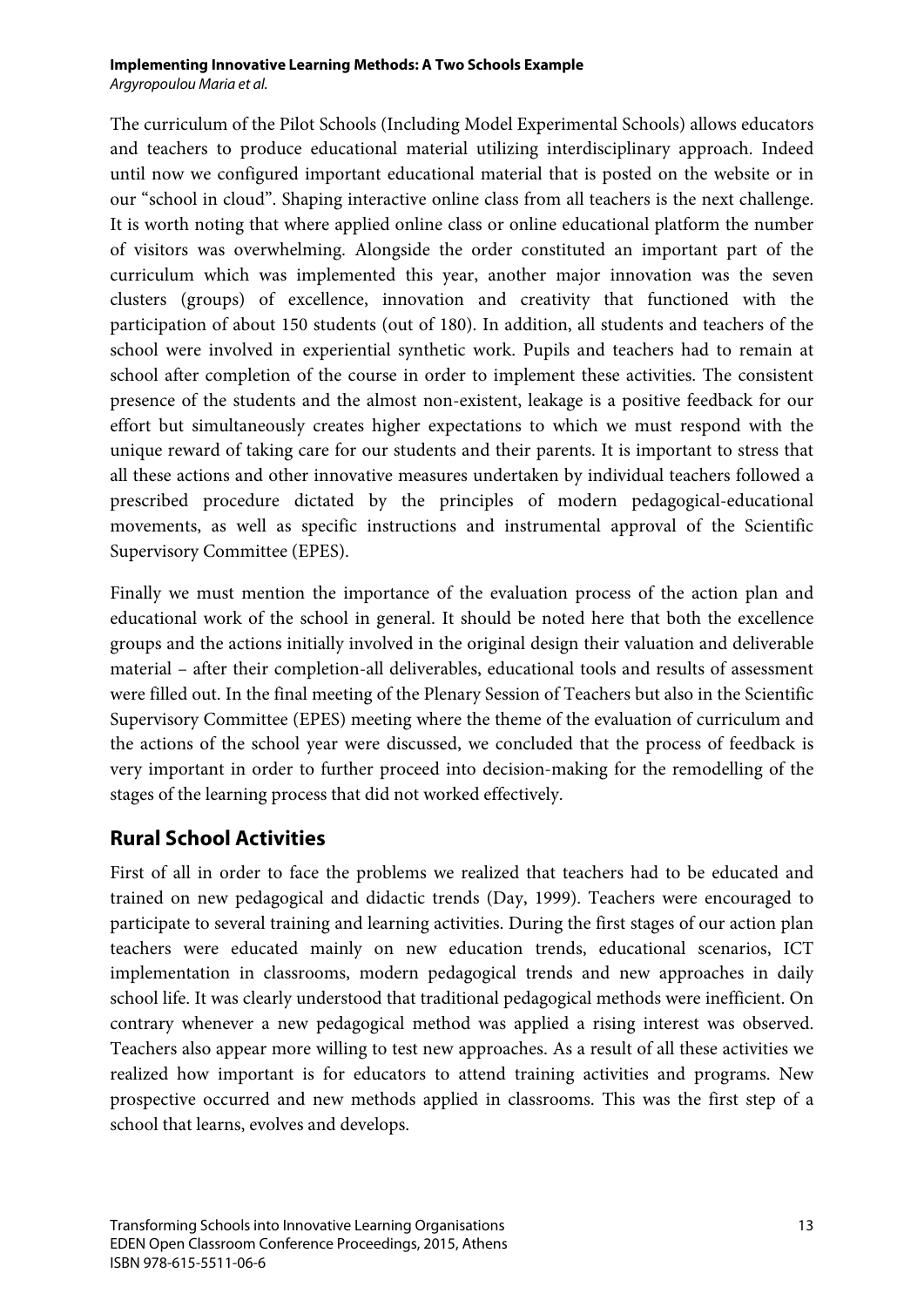The curriculum of the Pilot Schools (Including Model Experimental Schools) allows educators and teachers to produce educational material utilizing interdisciplinary approach. Indeed until now we configured important educational material that is posted on the website or in our "school in cloud". Shaping interactive online class from all teachers is the next challenge. It is worth noting that where applied online class or online educational platform the number of visitors was overwhelming. Alongside the order constituted an important part of the curriculum which was implemented this year, another major innovation was the seven clusters (groups) of excellence, innovation and creativity that functioned with the participation of about 150 students (out of 180). In addition, all students and teachers of the school were involved in experiential synthetic work. Pupils and teachers had to remain at school after completion of the course in order to implement these activities. The consistent presence of the students and the almost non-existent, leakage is a positive feedback for our effort but simultaneously creates higher expectations to which we must respond with the unique reward of taking care for our students and their parents. It is important to stress that all these actions and other innovative measures undertaken by individual teachers followed a prescribed procedure dictated by the principles of modern pedagogical-educational movements, as well as specific instructions and instrumental approval of the Scientific Supervisory Committee (EPES).

Finally we must mention the importance of the evaluation process of the action plan and educational work of the school in general. It should be noted here that both the excellence groups and the actions initially involved in the original design their valuation and deliverable material – after their completion-all deliverables, educational tools and results of assessment were filled out. In the final meeting of the Plenary Session of Teachers but also in the Scientific Supervisory Committee (EPES) meeting where the theme of the evaluation of curriculum and the actions of the school year were discussed, we concluded that the process of feedback is very important in order to further proceed into decision-making for the remodelling of the stages of the learning process that did not worked effectively.

## Rural School Activities

First of all in order to face the problems we realized that teachers had to be educated and trained on new pedagogical and didactic trends (Day, 1999). Teachers were encouraged to participate to several training and learning activities. During the first stages of our action plan teachers were educated mainly on new education trends, educational scenarios, ICT implementation in classrooms, modern pedagogical trends and new approaches in daily school life. It was clearly understood that traditional pedagogical methods were inefficient. On contrary whenever a new pedagogical method was applied a rising interest was observed. Teachers also appear more willing to test new approaches. As a result of all these activities we realized how important is for educators to attend training activities and programs. New prospective occurred and new methods applied in classrooms. This was the first step of a school that learns, evolves and develops.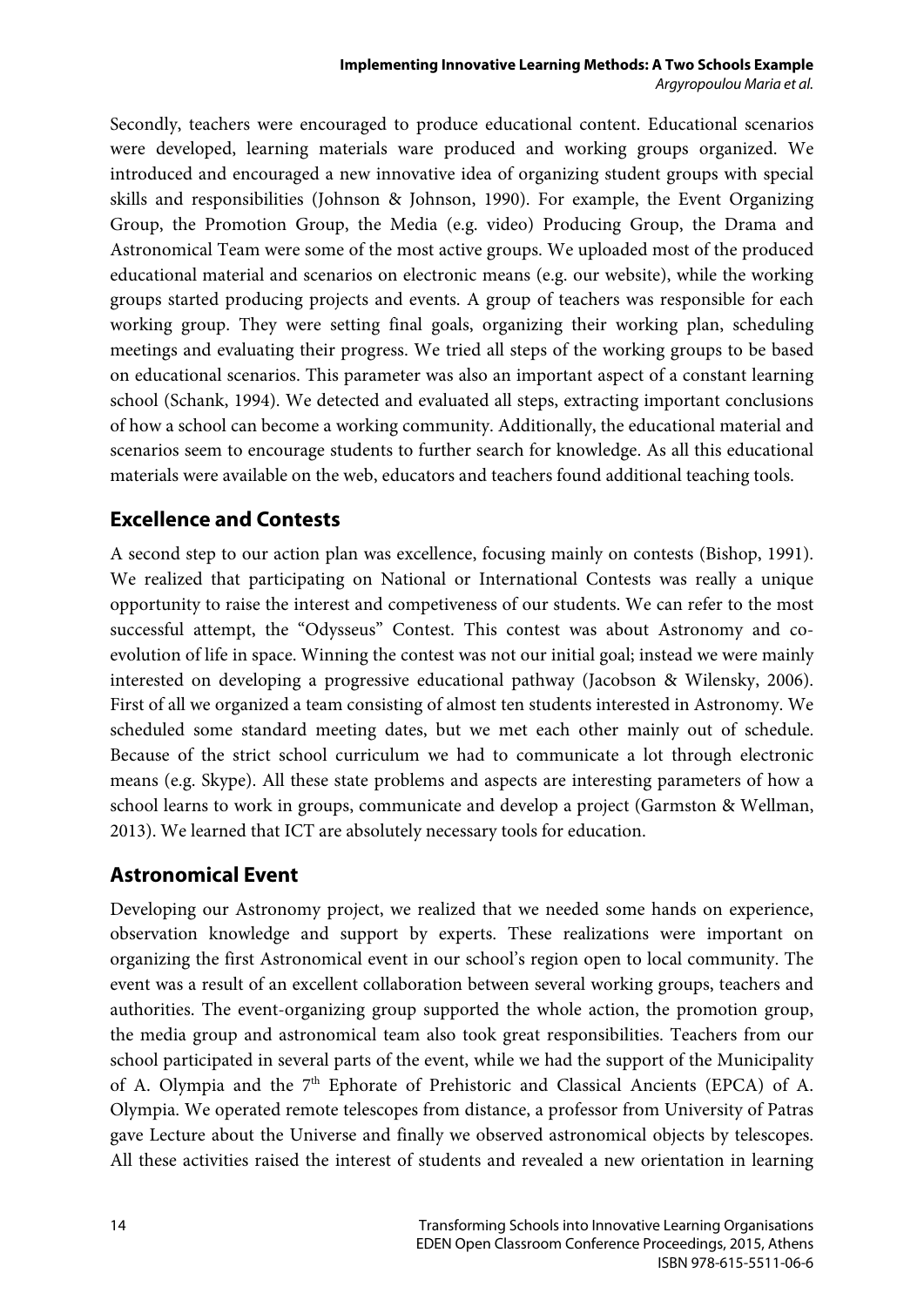Secondly, teachers were encouraged to produce educational content. Educational scenarios were developed, learning materials ware produced and working groups organized. We introduced and encouraged a new innovative idea of organizing student groups with special skills and responsibilities (Johnson & Johnson, 1990). For example, the Event Organizing Group, the Promotion Group, the Media (e.g. video) Producing Group, the Drama and Astronomical Team were some of the most active groups. We uploaded most of the produced educational material and scenarios on electronic means (e.g. our website), while the working groups started producing projects and events. A group of teachers was responsible for each working group. They were setting final goals, organizing their working plan, scheduling meetings and evaluating their progress. We tried all steps of the working groups to be based on educational scenarios. This parameter was also an important aspect of a constant learning school (Schank, 1994). We detected and evaluated all steps, extracting important conclusions of how a school can become a working community. Additionally, the educational material and scenarios seem to encourage students to further search for knowledge. As all this educational materials were available on the web, educators and teachers found additional teaching tools.

## Excellence and Contests

A second step to our action plan was excellence, focusing mainly on contests (Bishop, 1991). We realized that participating on National or International Contests was really a unique opportunity to raise the interest and competiveness of our students. We can refer to the most successful attempt, the "Odysseus" Contest. This contest was about Astronomy and co-evolution of life in space. Winning the contest was not our initial goal; instead we were mainly interested on developing a progressive educational pathway (Jacobson & Wilensky, 2006). First of all we organized a team consisting of almost ten students interested in Astronomy. We scheduled some standard meeting dates, but we met each other mainly out of schedule. Because of the strict school curriculum we had to communicate a lot through electronic means (e.g. Skype). All these state problems and aspects are interesting parameters of how a school learns to work in groups, communicate and develop a project (Garmston & Wellman, 2013). We learned that ICT are absolutely necessary tools for education.

## Astronomical Event

Developing our Astronomy project, we realized that we needed some hands on experience, observation knowledge and support by experts. These realizations were important on organizing the first Astronomical event in our school's region open to local community. The event was a result of an excellent collaboration between several working groups, teachers and authorities. The event-organizing group supported the whole action, the promotion group, the media group and astronomical team also took great responsibilities. Teachers from our school participated in several parts of the event, while we had the support of the Municipality of A. Olympia and the 7th Ephorate of Prehistoric and Classical Ancients (EPCA) of A. Olympia. We operated remote telescopes from distance, a professor from University of Patras gave Lecture about the Universe and finally we observed astronomical objects by telescopes. All these activities raised the interest of students and revealed a new orientation in learning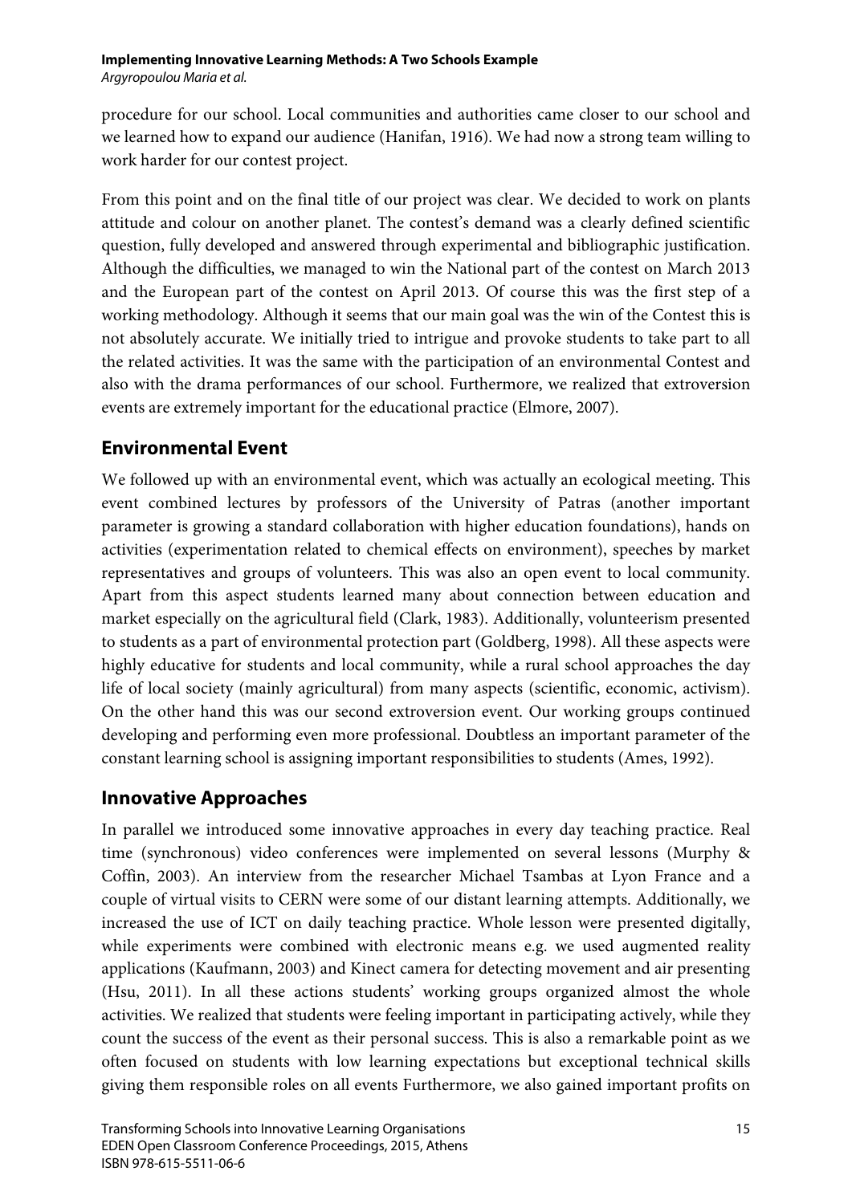procedure for our school. Local communities and authorities came closer to our school and we learned how to expand our audience (Hanifan, 1916). We had now a strong team willing to work harder for our contest project.

From this point and on the final title of our project was clear. We decided to work on plants attitude and colour on another planet. The contest's demand was a clearly defined scientific question, fully developed and answered through experimental and bibliographic justification. Although the difficulties, we managed to win the National part of the contest on March 2013 and the European part of the contest on April 2013. Of course this was the first step of a working methodology. Although it seems that our main goal was the win of the Contest this is not absolutely accurate. We initially tried to intrigue and provoke students to take part to all the related activities. It was the same with the participation of an environmental Contest and also with the drama performances of our school. Furthermore, we realized that extroversion events are extremely important for the educational practice (Elmore, 2007).

## Environmental Event

We followed up with an environmental event, which was actually an ecological meeting. This event combined lectures by professors of the University of Patras (another important parameter is growing a standard collaboration with higher education foundations), hands on activities (experimentation related to chemical effects on environment), speeches by market representatives and groups of volunteers. This was also an open event to local community. Apart from this aspect students learned many about connection between education and market especially on the agricultural field (Clark, 1983). Additionally, volunteerism presented to students as a part of environmental protection part (Goldberg, 1998). All these aspects were highly educative for students and local community, while a rural school approaches the day life of local society (mainly agricultural) from many aspects (scientific, economic, activism). On the other hand this was our second extroversion event. Our working groups continued developing and performing even more professional. Doubtless an important parameter of the constant learning school is assigning important responsibilities to students (Ames, 1992).

## Innovative Approaches

In parallel we introduced some innovative approaches in every day teaching practice. Real time (synchronous) video conferences were implemented on several lessons (Murphy & Coffin, 2003). An interview from the researcher Michael Tsambas at Lyon France and a couple of virtual visits to CERN were some of our distant learning attempts. Additionally, we increased the use of ICT on daily teaching practice. Whole lesson were presented digitally, while experiments were combined with electronic means e.g. we used augmented reality applications (Kaufmann, 2003) and Kinect camera for detecting movement and air presenting (Hsu, 2011). In all these actions students' working groups organized almost the whole activities. We realized that students were feeling important in participating actively, while they count the success of the event as their personal success. This is also a remarkable point as we often focused on students with low learning expectations but exceptional technical skills giving them responsible roles on all events Furthermore, we also gained important profits on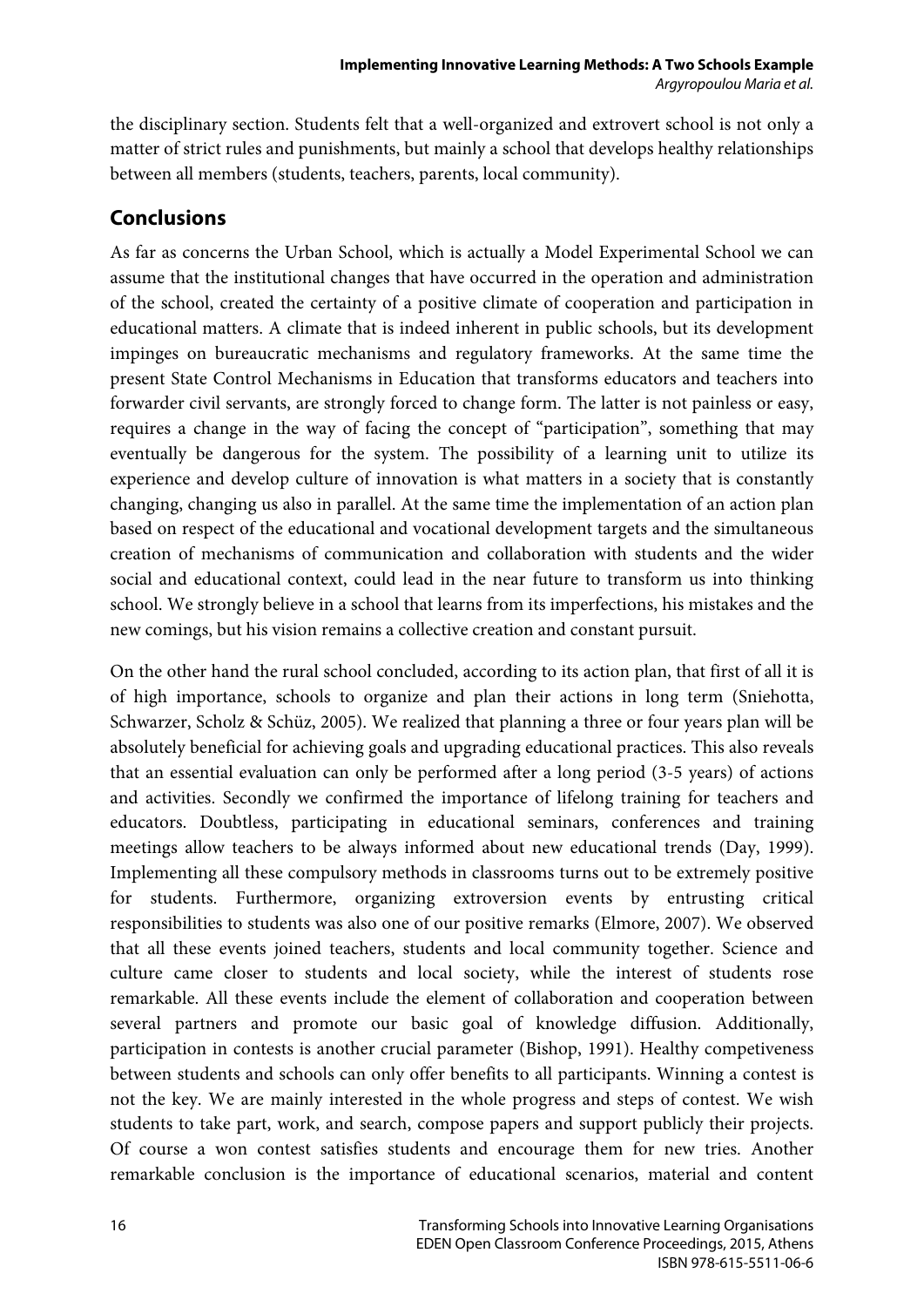the disciplinary section. Students felt that a well-organized and extrovert school is not only a matter of strict rules and punishments, but mainly a school that develops healthy relationships between all members (students, teachers, parents, local community).

## Conclusions

As far as concerns the Urban School, which is actually a Model Experimental School we can assume that the institutional changes that have occurred in the operation and administration of the school, created the certainty of a positive climate of cooperation and participation in educational matters. A climate that is indeed inherent in public schools, but its development impinges on bureaucratic mechanisms and regulatory frameworks. At the same time the present State Control Mechanisms in Education that transforms educators and teachers into forwarder civil servants, are strongly forced to change form. The latter is not painless or easy, requires a change in the way of facing the concept of "participation", something that may eventually be dangerous for the system. The possibility of a learning unit to utilize its experience and develop culture of innovation is what matters in a society that is constantly changing, changing us also in parallel. At the same time the implementation of an action plan based on respect of the educational and vocational development targets and the simultaneous creation of mechanisms of communication and collaboration with students and the wider social and educational context, could lead in the near future to transform us into thinking school. We strongly believe in a school that learns from its imperfections, his mistakes and the new comings, but his vision remains a collective creation and constant pursuit.

On the other hand the rural school concluded, according to its action plan, that first of all it is of high importance, schools to organize and plan their actions in long term (Sniehotta, Schwarzer, Scholz & Schüz, 2005). We realized that planning a three or four years plan will be absolutely beneficial for achieving goals and upgrading educational practices. This also reveals that an essential evaluation can only be performed after a long period (3-5 years) of actions and activities. Secondly we confirmed the importance of lifelong training for teachers and educators. Doubtless, participating in educational seminars, conferences and training meetings allow teachers to be always informed about new educational trends (Day, 1999). Implementing all these compulsory methods in classrooms turns out to be extremely positive for students. Furthermore, organizing extroversion events by entrusting critical responsibilities to students was also one of our positive remarks (Elmore, 2007). We observed that all these events joined teachers, students and local community together. Science and culture came closer to students and local society, while the interest of students rose remarkable. All these events include the element of collaboration and cooperation between several partners and promote our basic goal of knowledge diffusion. Additionally, participation in contests is another crucial parameter (Bishop, 1991). Healthy competiveness between students and schools can only offer benefits to all participants. Winning a contest is not the key. We are mainly interested in the whole progress and steps of contest. We wish students to take part, work, and search, compose papers and support publicly their projects. Of course a won contest satisfies students and encourage them for new tries. Another remarkable conclusion is the importance of educational scenarios, material and content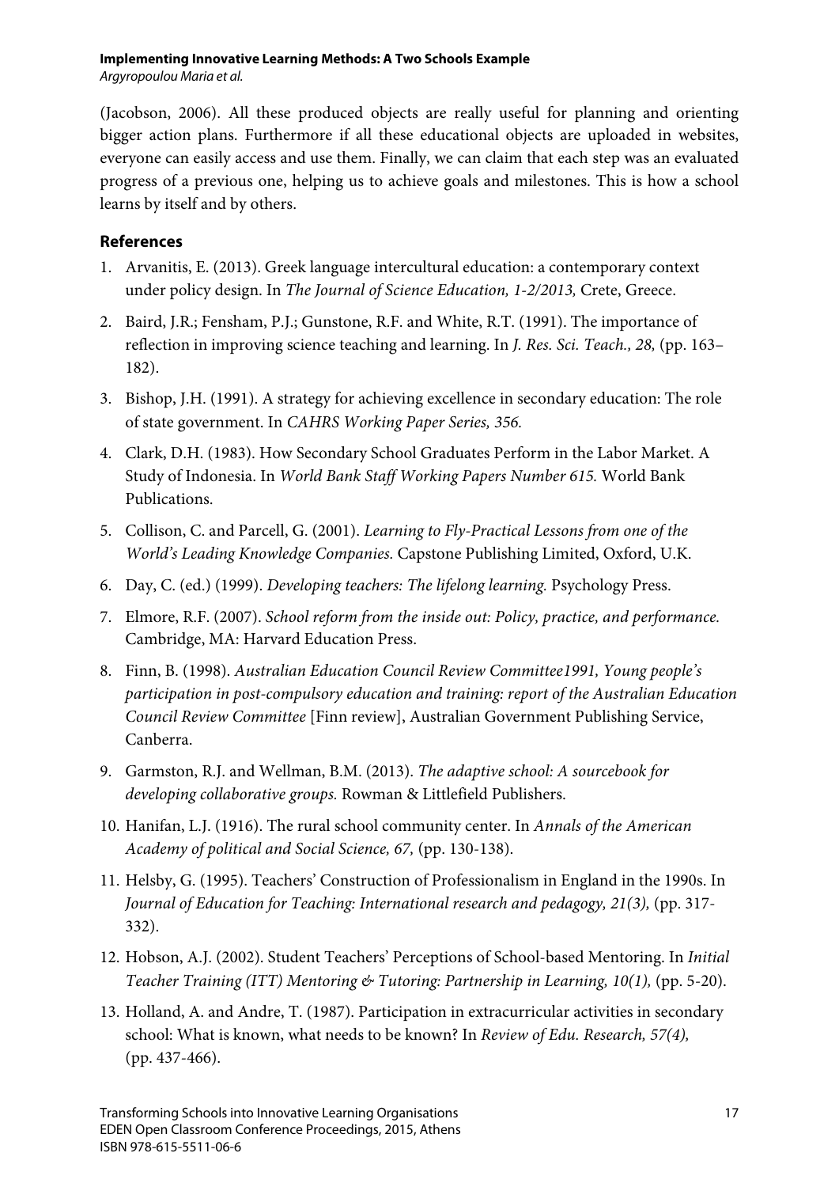(Jacobson, 2006). All these produced objects are really useful for planning and orienting bigger action plans. Furthermore if all these educational objects are uploaded in websites, everyone can easily access and use them. Finally, we can claim that each step was an evaluated progress of a previous one, helping us to achieve goals and milestones. This is how a school learns by itself and by others.

## References

1. Arvanitis, E. (2013). Greek language intercultural education: a contemporary context under policy design. In *The Journal of Science Education, 1-2/2013,* Crete, Greece.
2. Baird, J.R.; Fensham, P.J.; Gunstone, R.F. and White, R.T. (1991). The importance of reflection in improving science teaching and learning. In *J. Res. Sci. Teach., 28,* (pp. 163–182).
3. Bishop, J.H. (1991). A strategy for achieving excellence in secondary education: The role of state government. In *CAHRS Working Paper Series, 356.*
4. Clark, D.H. (1983). How Secondary School Graduates Perform in the Labor Market. A Study of Indonesia. In *World Bank Staff Working Papers Number 615.* World Bank Publications.
5. Collison, C. and Parcell, G. (2001). *Learning to Fly-Practical Lessons from one of the World's Leading Knowledge Companies.* Capstone Publishing Limited, Oxford, U.K.
6. Day, C. (ed.) (1999). *Developing teachers: The lifelong learning.* Psychology Press.
7. Elmore, R.F. (2007). *School reform from the inside out: Policy, practice, and performance.* Cambridge, MA: Harvard Education Press.
8. Finn, B. (1998). *Australian Education Council Review Committee1991, Young people's participation in post-compulsory education and training: report of the Australian Education Council Review Committee* [Finn review], Australian Government Publishing Service, Canberra.
9. Garmston, R.J. and Wellman, B.M. (2013). *The adaptive school: A sourcebook for developing collaborative groups.* Rowman & Littlefield Publishers.
10. Hanifan, L.J. (1916). The rural school community center. In *Annals of the American Academy of political and Social Science, 67,* (pp. 130-138).
11. Helsby, G. (1995). Teachers' Construction of Professionalism in England in the 1990s. In *Journal of Education for Teaching: International research and pedagogy, 21(3),* (pp. 317-332).
12. Hobson, A.J. (2002). Student Teachers' Perceptions of School-based Mentoring. In *Initial Teacher Training (ITT) Mentoring & Tutoring: Partnership in Learning, 10(1),* (pp. 5-20).
13. Holland, A. and Andre, T. (1987). Participation in extracurricular activities in secondary school: What is known, what needs to be known? In *Review of Edu. Research, 57(4),* (pp. 437-466).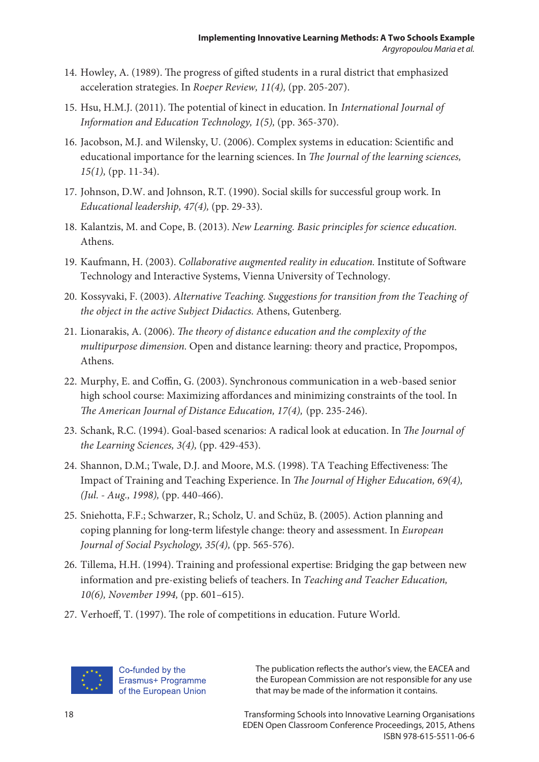14. Howley, A. (1989). The progress of gifted students in a rural district that emphasized acceleration strategies. In *Roeper Review, 11(4),* (pp. 205-207).
15. Hsu, H.M.J. (2011). The potential of kinect in education. In *International Journal of Information and Education Technology, 1(5),* (pp. 365-370).
16. Jacobson, M.J. and Wilensky, U. (2006). Complex systems in education: Scientific and educational importance for the learning sciences. In *The Journal of the learning sciences, 15(1),* (pp. 11-34).
17. Johnson, D.W. and Johnson, R.T. (1990). Social skills for successful group work. In *Educational leadership, 47(4),* (pp. 29-33).
18. Kalantzis, M. and Cope, B. (2013). *New Learning. Basic principles for science education.* Athens.
19. Kaufmann, H. (2003). *Collaborative augmented reality in education.* Institute of Software Technology and Interactive Systems, Vienna University of Technology.
20. Kossyvaki, F. (2003). *Alternative Teaching. Suggestions for transition from the Teaching of the object in the active Subject Didactics.* Athens, Gutenberg.
21. Lionarakis, A. (2006). *The theory of distance education and the complexity of the multipurpose dimension.* Open and distance learning: theory and practice, Propompos, Athens.
22. Murphy, E. and Coffin, G. (2003). Synchronous communication in a web-based senior high school course: Maximizing affordances and minimizing constraints of the tool. In *The American Journal of Distance Education, 17(4),* (pp. 235-246).
23. Schank, R.C. (1994). Goal-based scenarios: A radical look at education. In *The Journal of the Learning Sciences, 3(4),* (pp. 429-453).
24. Shannon, D.M.; Twale, D.J. and Moore, M.S. (1998). TA Teaching Effectiveness: The Impact of Training and Teaching Experience. In *The Journal of Higher Education, 69(4), (Jul. - Aug., 1998),* (pp. 440-466).
25. Sniehotta, F.F.; Schwarzer, R.; Scholz, U. and Schüz, B. (2005). Action planning and coping planning for long-term lifestyle change: theory and assessment. In *European Journal of Social Psychology, 35(4),* (pp. 565-576).
26. Tillema, H.H. (1994). Training and professional expertise: Bridging the gap between new information and pre-existing beliefs of teachers. In *Teaching and Teacher Education, 10(6), November 1994,* (pp. 601–615).
27. Verhoeff, T. (1997). The role of competitions in education. Future World.

Co-funded by the Erasmus+ Programme of the European Union

The publication reflects the author's view, the EACEA and the European Commission are not responsible for any use that may be made of the information it contains.